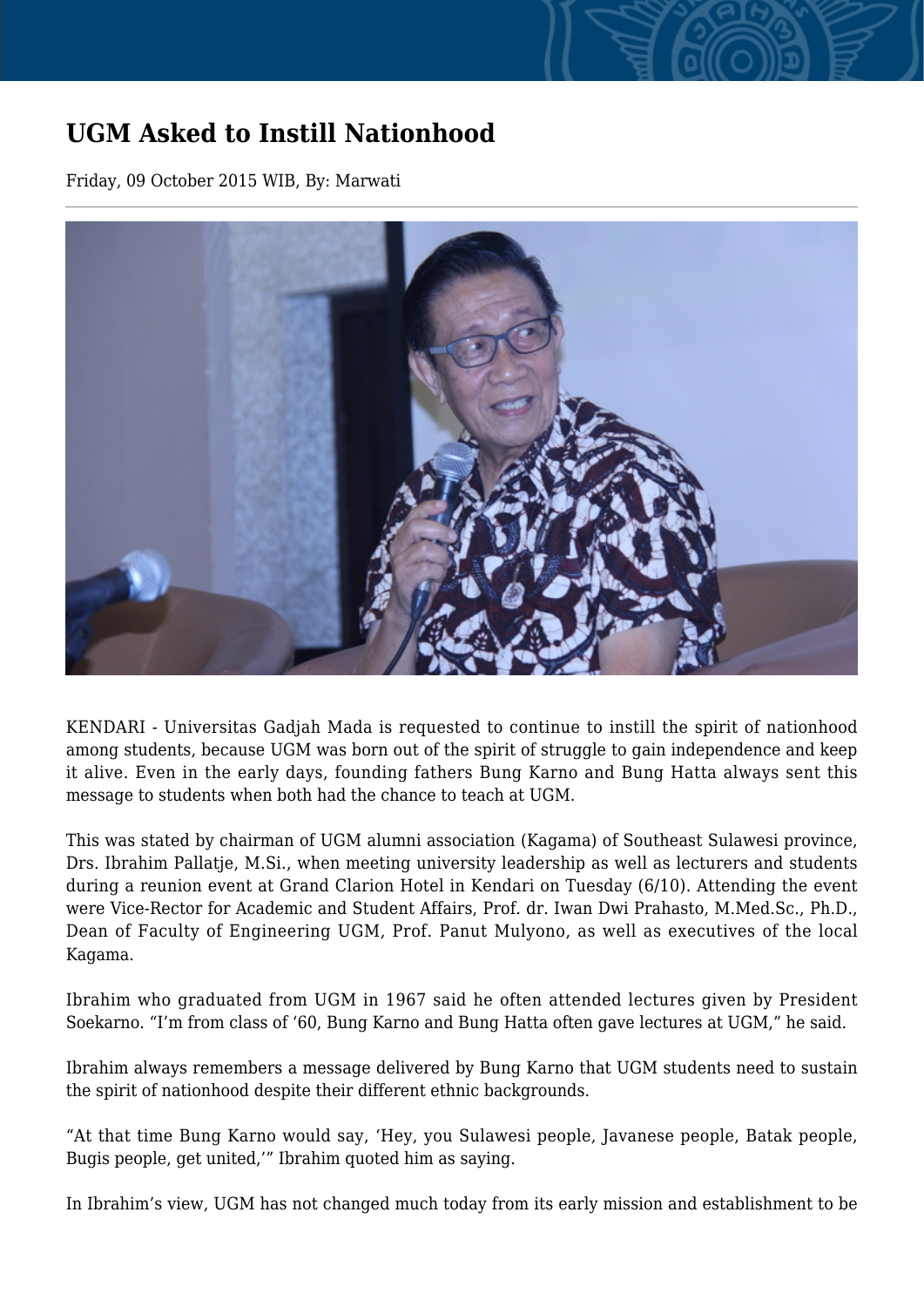# UGM Asked to Instill Nationhood

Friday, 09 October 2015 WIB, By: Marwati

KENDARI - Universitas Gadjah Mada is requested to continue to instill the spirit of nationhood among students, because UGM was born out of the spirit of struggle to gain independence and keep it alive. Even in the early days, founding fathers Bung Karno and Bung Hatta always sent this message to students when both had the chance to teach at UGM.

This was stated by chairman of UGM alumni association (Kagama) of Southeast Sulawesi province, Drs. Ibrahim Pallatje, M.Si., when meeting university leadership as well as lecturers and students during a reunion event at Grand Clarion Hotel in Kendari on Tuesday (6/10). Attending the event were Vice-Rector for Academic and Student Affairs, Prof. dr. Iwan Dwi Prahasto, M.Med.Sc., Ph.D., Dean of Faculty of Engineering UGM, Prof. Panut Mulyono, as well as executives of the local Kagama.

Ibrahim who graduated from UGM in 1967 said he often attended lectures given by President Soekarno. “I’m from class of ‘60, Bung Karno and Bung Hatta often gave lectures at UGM,” he said.

Ibrahim always remembers a message delivered by Bung Karno that UGM students need to sustain the spirit of nationhood despite their different ethnic backgrounds.

“At that time Bung Karno would say, ‘Hey, you Sulawesi people, Javanese people, Batak people, Bugis people, get united,’” Ibrahim quoted him as saying.

In Ibrahim’s view, UGM has not changed much today from its early mission and establishment to be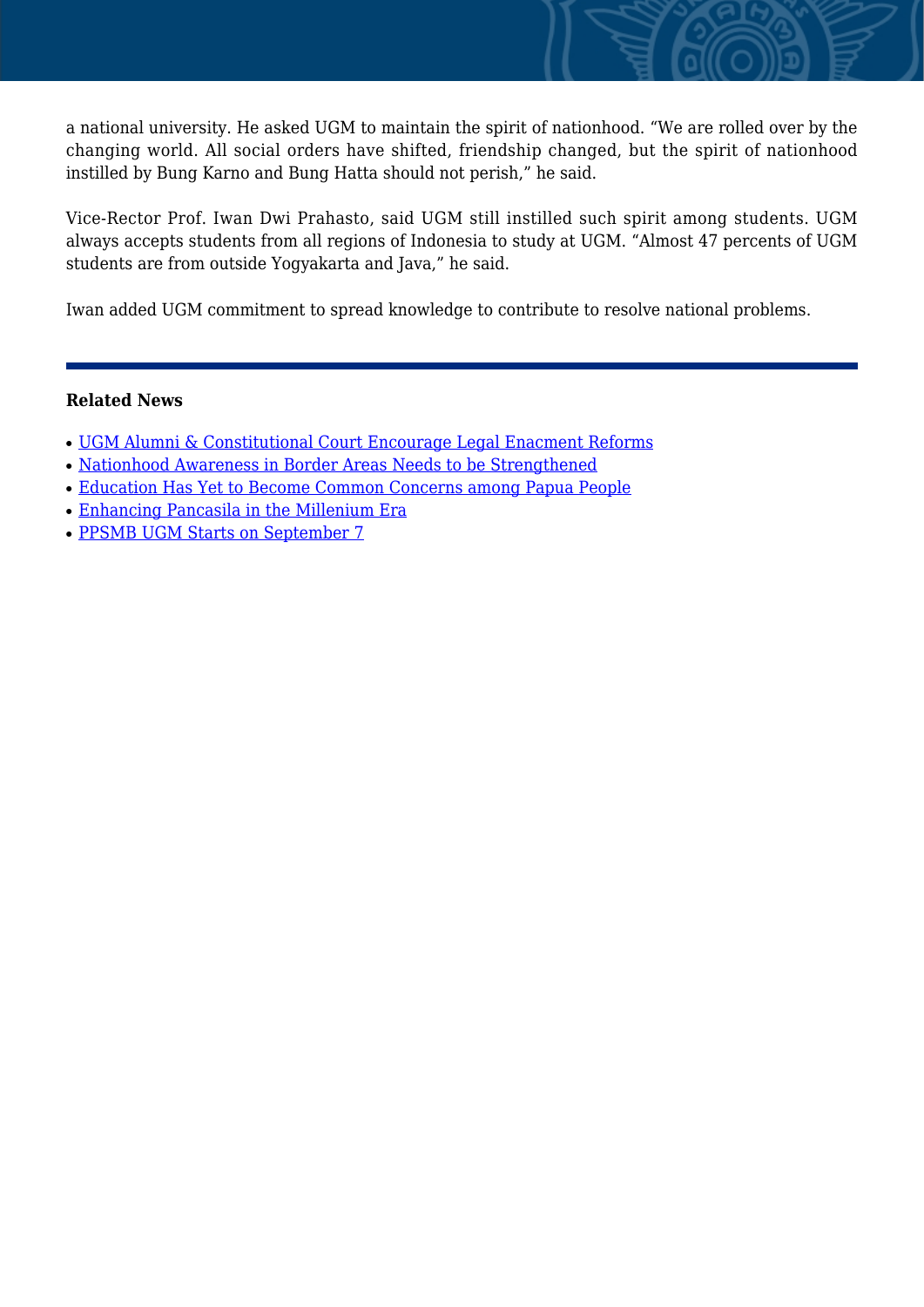a national university. He asked UGM to maintain the spirit of nationhood. “We are rolled over by the changing world. All social orders have shifted, friendship changed, but the spirit of nationhood instilled by Bung Karno and Bung Hatta should not perish,” he said.

Vice-Rector Prof. Iwan Dwi Prahasto, said UGM still instilled such spirit among students. UGM always accepts students from all regions of Indonesia to study at UGM. “Almost 47 percents of UGM students are from outside Yogyakarta and Java,” he said.

Iwan added UGM commitment to spread knowledge to contribute to resolve national problems.

---

**Related News**

- UGM Alumni & Constitutional Court Encourage Legal Enacment Reforms
- Nationhood Awareness in Border Areas Needs to be Strengthened
- Education Has Yet to Become Common Concerns among Papua People
- Enhancing Pancasila in the Millenium Era
- PPSMB UGM Starts on September 7